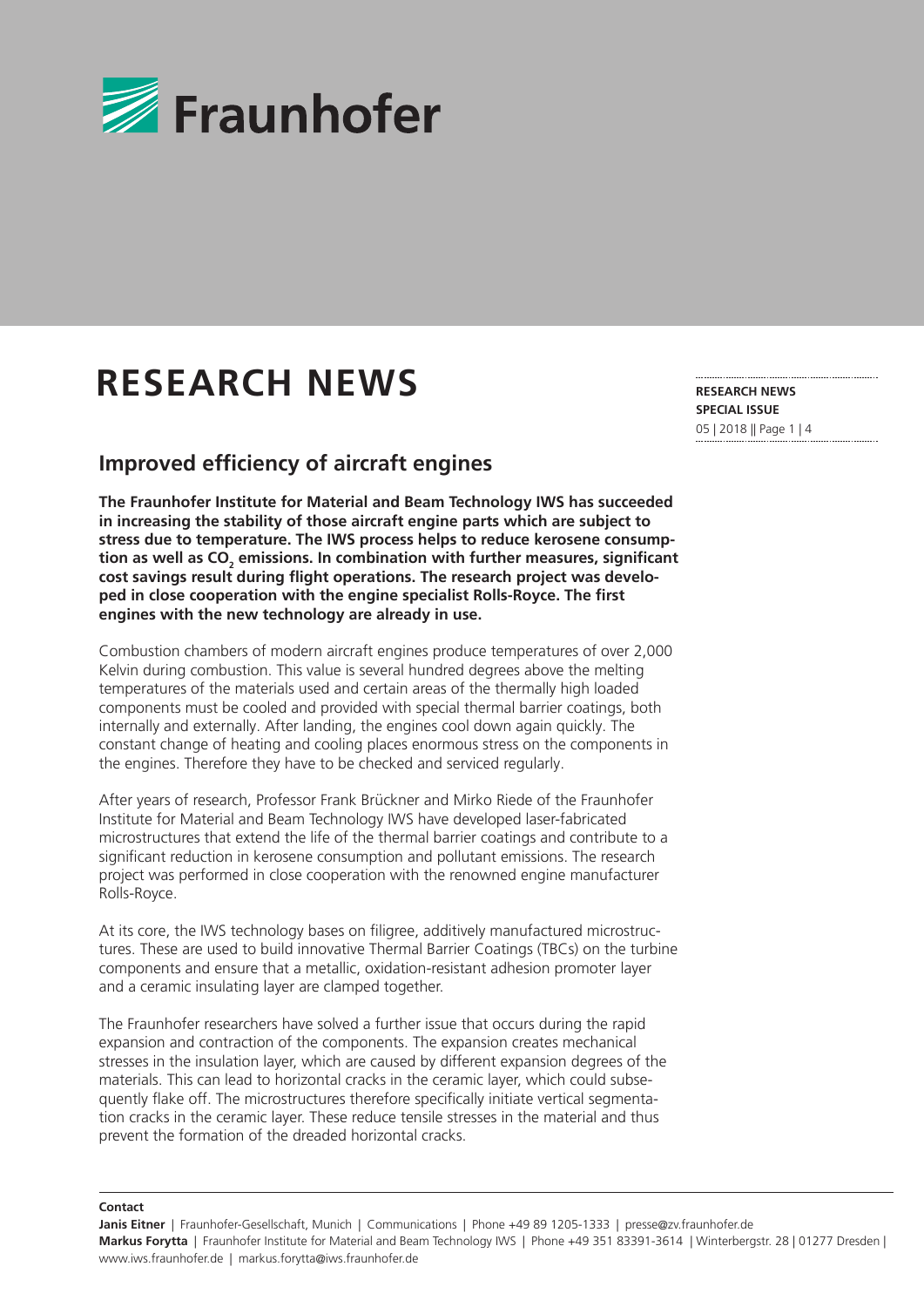Fraunhofer

# RESEARCH NEWS

**RESEARCH NEWS**
**SPECIAL ISSUE**
05 | 2018

## Improved efficiency of aircraft engines

**The Fraunhofer Institute for Material and Beam Technology IWS has succeeded in increasing the stability of those aircraft engine parts which are subject to stress due to temperature. The IWS process helps to reduce kerosene consumption as well as $CO_2$ emissions. In combination with further measures, significant cost savings result during flight operations. The research project was developed in close cooperation with the engine specialist Rolls-Royce. The first engines with the new technology are already in use.**

Combustion chambers of modern aircraft engines produce temperatures of over 2,000 Kelvin during combustion. This value is several hundred degrees above the melting temperatures of the materials used and certain areas of the thermally high loaded components must be cooled and provided with special thermal barrier coatings, both internally and externally. After landing, the engines cool down again quickly. The constant change of heating and cooling places enormous stress on the components in the engines. Therefore they have to be checked and serviced regularly.

After years of research, Professor Frank Brückner and Mirko Riede of the Fraunhofer Institute for Material and Beam Technology IWS have developed laser-fabricated microstructures that extend the life of the thermal barrier coatings and contribute to a significant reduction in kerosene consumption and pollutant emissions. The research project was performed in close cooperation with the renowned engine manufacturer Rolls-Royce.

At its core, the IWS technology bases on filigree, additively manufactured microstructures. These are used to build innovative Thermal Barrier Coatings (TBCs) on the turbine components and ensure that a metallic, oxidation-resistant adhesion promoter layer and a ceramic insulating layer are clamped together.

The Fraunhofer researchers have solved a further issue that occurs during the rapid expansion and contraction of the components. The expansion creates mechanical stresses in the insulation layer, which are caused by different expansion degrees of the materials. This can lead to horizontal cracks in the ceramic layer, which could subsequently flake off. The microstructures therefore specifically initiate vertical segmentation cracks in the ceramic layer. These reduce tensile stresses in the material and thus prevent the formation of the dreaded horizontal cracks.

**Contact**

**Janis Eitner** | Fraunhofer-Gesellschaft, Munich | Communications | Phone +49 89 1205-1333 | presse@zv.fraunhofer.de
**Markus Forytta** | Fraunhofer Institute for Material and Beam Technology IWS | Phone +49 351 83391-3614 | Winterbergstr. 28 | 01277 Dresden | www.iws.fraunhofer.de | markus.forytta@iws.fraunhofer.de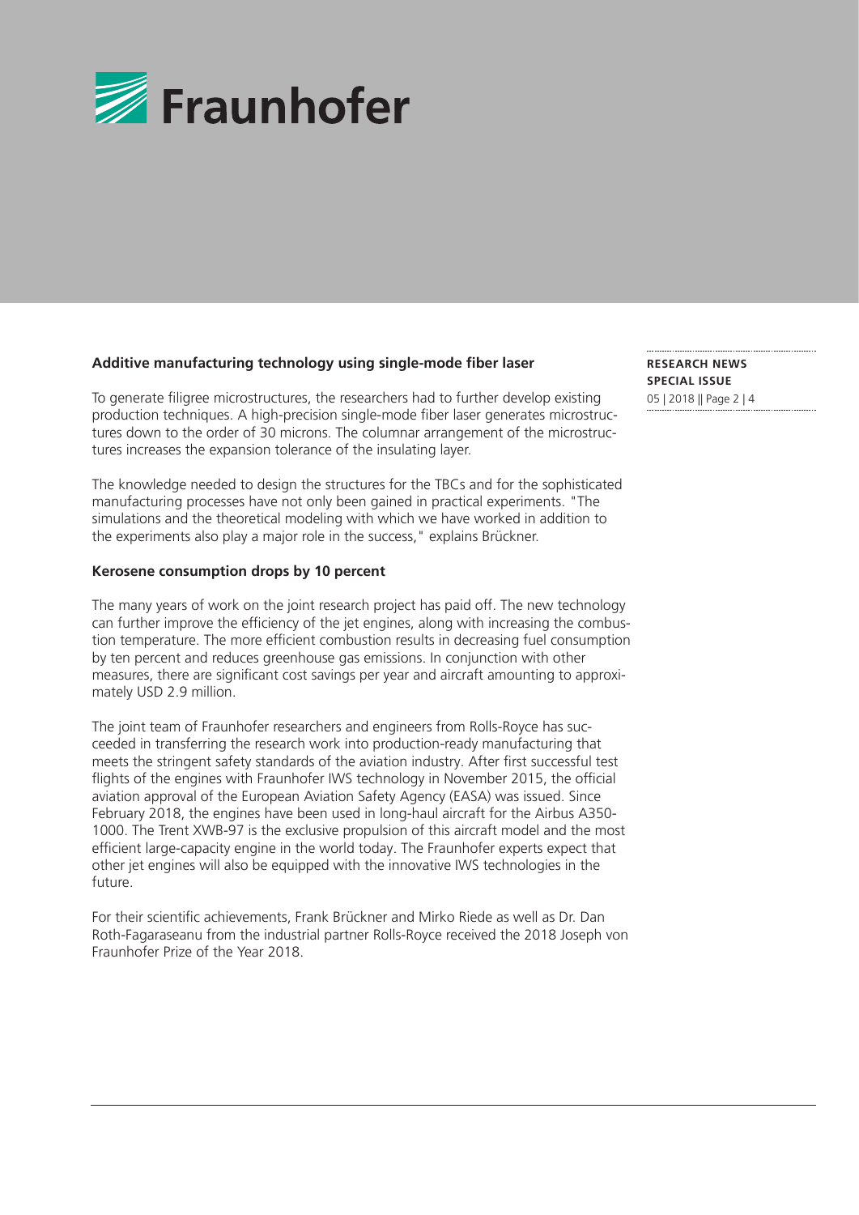### Additive manufacturing technology using single-mode fiber laser

To generate filigree microstructures, the researchers had to further develop existing production techniques. A high-precision single-mode fiber laser generates microstructures down to the order of 30 microns. The columnar arrangement of the microstructures increases the expansion tolerance of the insulating layer.

The knowledge needed to design the structures for the TBCs and for the sophisticated manufacturing processes have not only been gained in practical experiments. "The simulations and the theoretical modeling with which we have worked in addition to the experiments also play a major role in the success," explains Brückner.

### Kerosene consumption drops by 10 percent

The many years of work on the joint research project has paid off. The new technology can further improve the efficiency of the jet engines, along with increasing the combustion temperature. The more efficient combustion results in decreasing fuel consumption by ten percent and reduces greenhouse gas emissions. In conjunction with other measures, there are significant cost savings per year and aircraft amounting to approximately USD 2.9 million.

The joint team of Fraunhofer researchers and engineers from Rolls-Royce has succeeded in transferring the research work into production-ready manufacturing that meets the stringent safety standards of the aviation industry. After first successful test flights of the engines with Fraunhofer IWS technology in November 2015, the official aviation approval of the European Aviation Safety Agency (EASA) was issued. Since February 2018, the engines have been used in long-haul aircraft for the Airbus A350-1000. The Trent XWB-97 is the exclusive propulsion of this aircraft model and the most efficient large-capacity engine in the world today. The Fraunhofer experts expect that other jet engines will also be equipped with the innovative IWS technologies in the future.

For their scientific achievements, Frank Brückner and Mirko Riede as well as Dr. Dan Roth-Fagaraseanu from the industrial partner Rolls-Royce received the 2018 Joseph von Fraunhofer Prize of the Year 2018.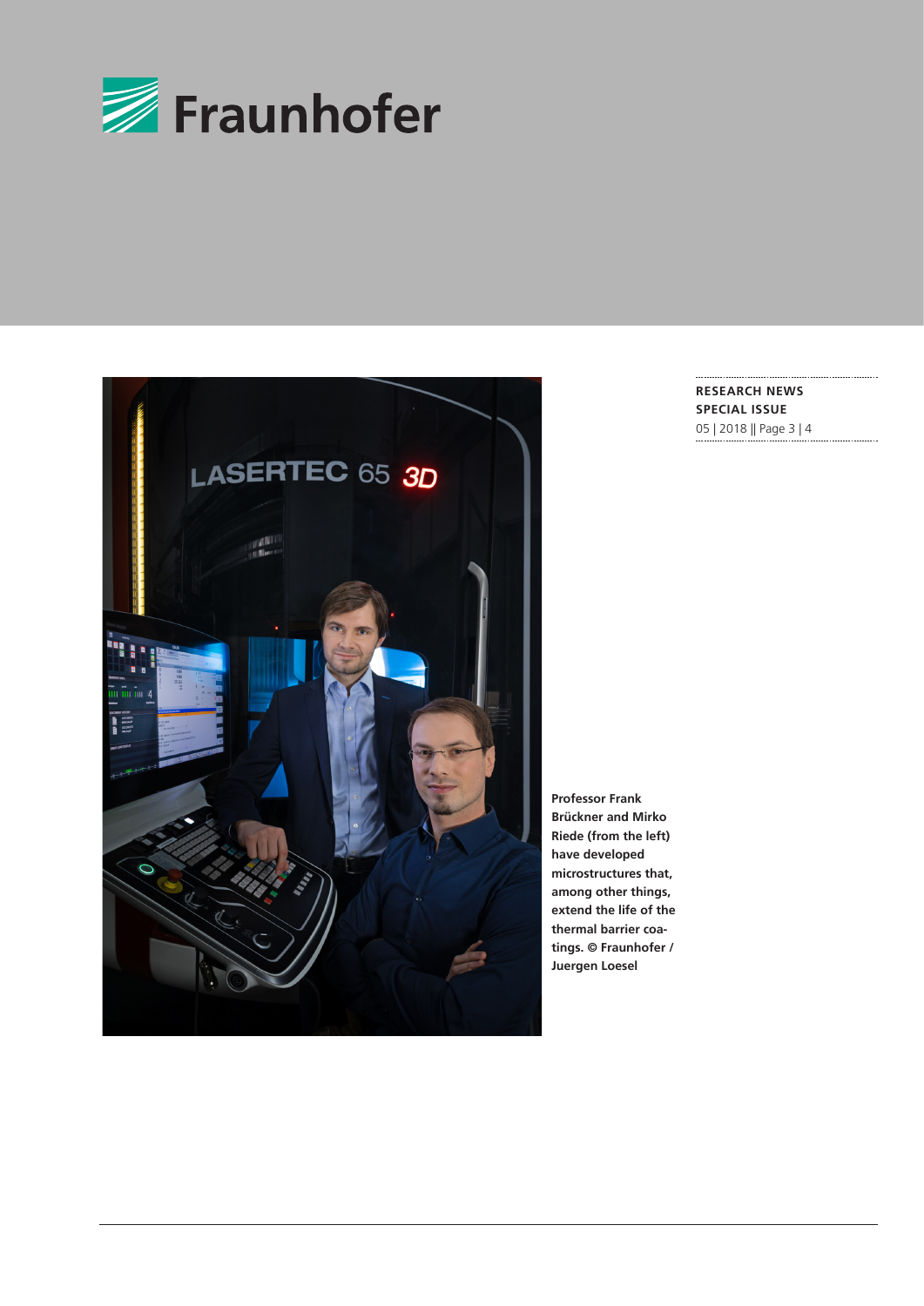Professor Frank Brückner and Mirko Riede (from the left) have developed microstructures that, among other things, extend the life of the thermal barrier coatings. © Fraunhofer / Juergen Loesel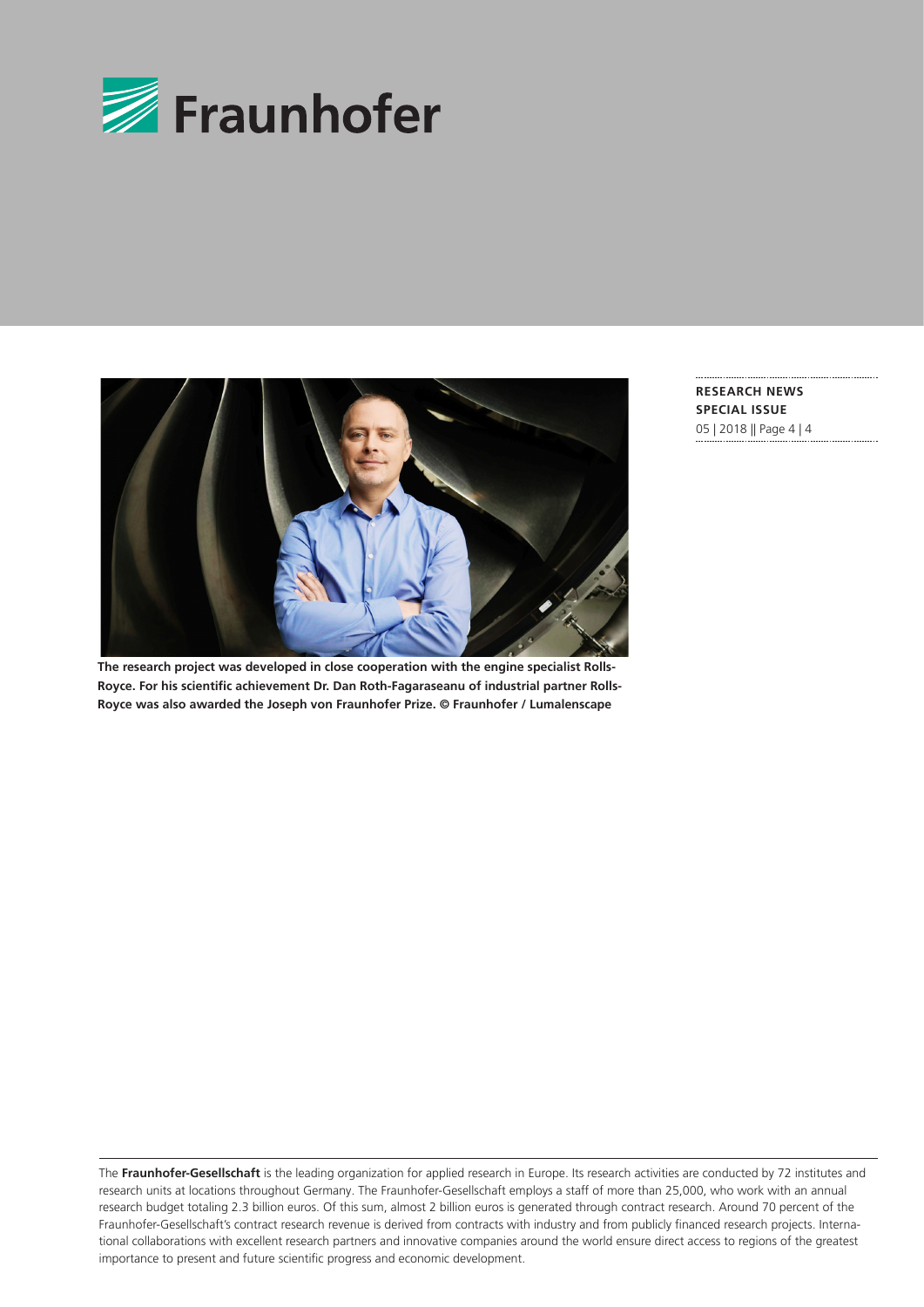The research project was developed in close cooperation with the engine specialist Rolls-Royce. For his scientific achievement Dr. Dan Roth-Fagaraseanu of industrial partner Rolls-Royce was also awarded the Joseph von Fraunhofer Prize. © Fraunhofer / Lumalenscape

The **Fraunhofer-Gesellschaft** is the leading organization for applied research in Europe. Its research activities are conducted by 72 institutes and research units at locations throughout Germany. The Fraunhofer-Gesellschaft employs a staff of more than 25,000, who work with an annual research budget totaling 2.3 billion euros. Of this sum, almost 2 billion euros is generated through contract research. Around 70 percent of the Fraunhofer-Gesellschaft's contract research revenue is derived from contracts with industry and from publicly financed research projects. International collaborations with excellent research partners and innovative companies around the world ensure direct access to regions of the greatest importance to present and future scientific progress and economic development.